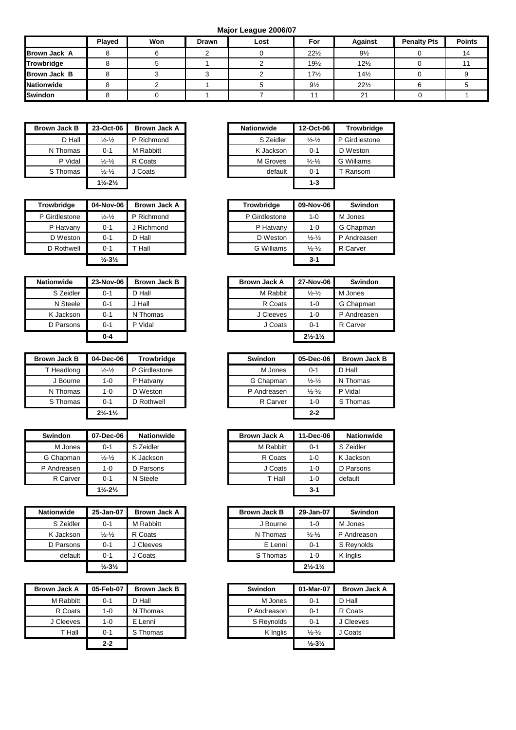# Major League 2006/07

| | Played | Won | Drawn | Lost | For | Against | Penalty Pts | Points |
|---|---|---|---|---|---|---|---|---|
| **Brown Jack A** | 8 | 6 | 2 | 0 | 22½ | 9½ | 0 | 14 |
| **Trowbridge** | 8 | 5 | 1 | 2 | 19½ | 12½ | 0 | 11 |
| **Brown Jack B** | 8 | 3 | 3 | 2 | 17½ | 14½ | 0 | 9 |
| **Nationwide** | 8 | 2 | 1 | 5 | 9½ | 22½ | 6 | 5 |
| **Swindon** | 8 | 0 | 1 | 7 | 11 | 21 | 0 | 1 |

| Brown Jack B | 23-Oct-06 | Brown Jack A |
|---|---|---|
| D Hall | ½-½ | P Richmond |
| N Thomas | 0-1 | M Rabbitt |
| P Vidal | ½-½ | R Coats |
| S Thomas | ½-½ | J Coats |
| | **1½-2½** | |

| Nationwide | 12-Oct-06 | Trowbridge |
|---|---|---|
| S Zeidler | ½-½ | P Girdlestone |
| K Jackson | 0-1 | D Weston |
| M Groves | ½-½ | G Williams |
| default | 0-1 | T Ransom |
| | **1-3** | |

| Trowbridge | 04-Nov-06 | Brown Jack A |
|---|---|---|
| P Girdlestone | ½-½ | P Richmond |
| P Hatvany | 0-1 | J Richmond |
| D Weston | 0-1 | D Hall |
| D Rothwell | 0-1 | T Hall |
| | **½-3½** | |

| Trowbridge | 09-Nov-06 | Swindon |
|---|---|---|
| P Girdlestone | 1-0 | M Jones |
| P Hatvany | 1-0 | G Chapman |
| D Weston | ½-½ | P Andreasen |
| G Williams | ½-½ | R Carver |
| | **3-1** | |

| Nationwide | 23-Nov-06 | Brown Jack B |
|---|---|---|
| S Zeidler | 0-1 | D Hall |
| N Steele | 0-1 | J Hall |
| K Jackson | 0-1 | N Thomas |
| D Parsons | 0-1 | P Vidal |
| | **0-4** | |

| Brown Jack A | 27-Nov-06 | Swindon |
|---|---|---|
| M Rabbit | ½-½ | M Jones |
| R Coats | 1-0 | G Chapman |
| J Cleeves | 1-0 | P Andreasen |
| J Coats | 0-1 | R Carver |
| | **2½-1½** | |

| Brown Jack B | 04-Dec-06 | Trowbridge |
|---|---|---|
| T Headlong | ½-½ | P Girdlestone |
| J Bourne | 1-0 | P Hatvany |
| N Thomas | 1-0 | D Weston |
| S Thomas | 0-1 | D Rothwell |
| | **2½-1½** | |

| Swindon | 05-Dec-06 | Brown Jack B |
|---|---|---|
| M Jones | 0-1 | D Hall |
| G Chapman | ½-½ | N Thomas |
| P Andreasen | ½-½ | P Vidal |
| R Carver | 1-0 | S Thomas |
| | **2-2** | |

| Swindon | 07-Dec-06 | Nationwide |
|---|---|---|
| M Jones | 0-1 | S Zeidler |
| G Chapman | ½-½ | K Jackson |
| P Andreasen | 1-0 | D Parsons |
| R Carver | 0-1 | N Steele |
| | **1½-2½** | |

| Brown Jack A | 11-Dec-06 | Nationwide |
|---|---|---|
| M Rabbitt | 0-1 | S Zeidler |
| R Coats | 1-0 | K Jackson |
| J Coats | 1-0 | D Parsons |
| T Hall | 1-0 | default |
| | **3-1** | |

| Nationwide | 25-Jan-07 | Brown Jack A |
|---|---|---|
| S Zeidler | 0-1 | M Rabbitt |
| K Jackson | ½-½ | R Coats |
| D Parsons | 0-1 | J Cleeves |
| default | 0-1 | J Coats |
| | **½-3½** | |

| Brown Jack B | 29-Jan-07 | Swindon |
|---|---|---|
| J Bourne | 1-0 | M Jones |
| N Thomas | ½-½ | P Andreason |
| E Lenni | 0-1 | S Reynolds |
| S Thomas | 1-0 | K Inglis |
| | **2½-1½** | |

| Brown Jack A | 05-Feb-07 | Brown Jack B |
|---|---|---|
| M Rabbitt | 0-1 | D Hall |
| R Coats | 1-0 | N Thomas |
| J Cleeves | 1-0 | E Lenni |
| T Hall | 0-1 | S Thomas |
| | **2-2** | |

| Swindon | 01-Mar-07 | Brown Jack A |
|---|---|---|
| M Jones | 0-1 | D Hall |
| P Andreason | 0-1 | R Coats |
| S Reynolds | 0-1 | J Cleeves |
| K Inglis | ½-½ | J Coats |
| | **½-3½** | |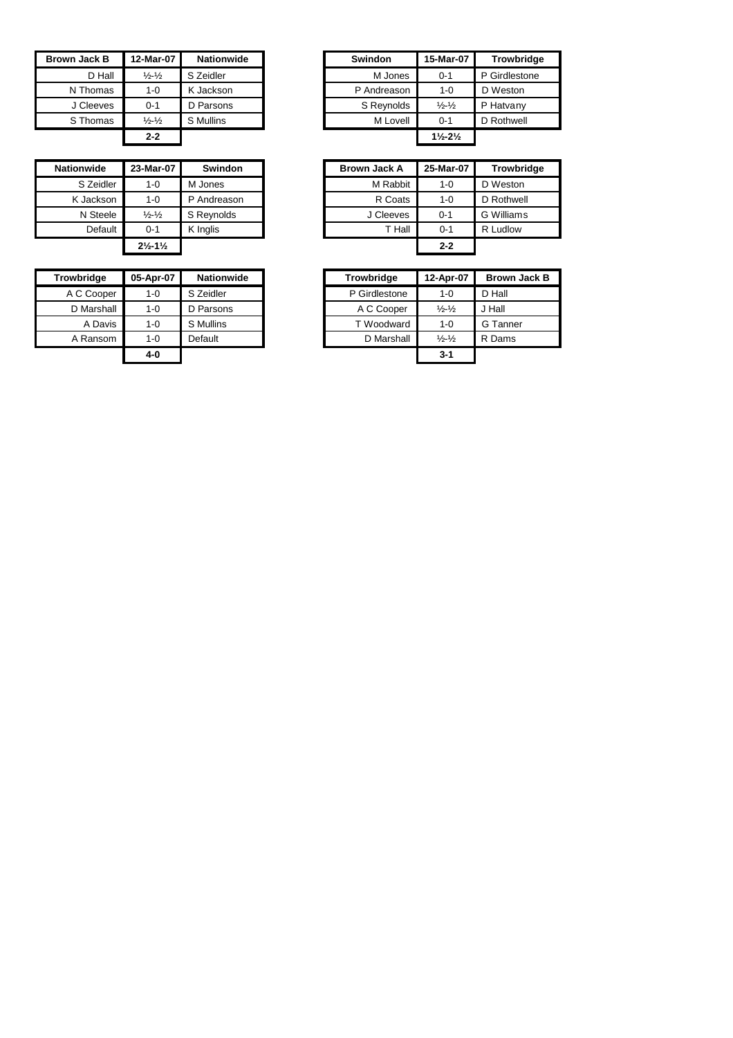| Brown Jack B | 12-Mar-07 | Nationwide |
|---|---|---|
| D Hall | ½-½ | S Zeidler |
| N Thomas | 1-0 | K Jackson |
| J Cleeves | 0-1 | D Parsons |
| S Thomas | ½-½ | S Mullins |
| | 2-2 | |

| Swindon | 15-Mar-07 | Trowbridge |
|---|---|---|
| M Jones | 0-1 | P Girdlestone |
| P Andreason | 1-0 | D Weston |
| S Reynolds | ½-½ | P Hatvany |
| M Lovell | 0-1 | D Rothwell |
| | 1½-2½ | |

| Nationwide | 23-Mar-07 | Swindon |
|---|---|---|
| S Zeidler | 1-0 | M Jones |
| K Jackson | 1-0 | P Andreason |
| N Steele | ½-½ | S Reynolds |
| Default | 0-1 | K Inglis |
| | 2½-1½ | |

| Brown Jack A | 25-Mar-07 | Trowbridge |
|---|---|---|
| M Rabbit | 1-0 | D Weston |
| R Coats | 1-0 | D Rothwell |
| J Cleeves | 0-1 | G Williams |
| T Hall | 0-1 | R Ludlow |
| | 2-2 | |

| Trowbridge | 05-Apr-07 | Nationwide |
|---|---|---|
| A C Cooper | 1-0 | S Zeidler |
| D Marshall | 1-0 | D Parsons |
| A Davis | 1-0 | S Mullins |
| A Ransom | 1-0 | Default |
| | 4-0 | |

| Trowbridge | 12-Apr-07 | Brown Jack B |
|---|---|---|
| P Girdlestone | 1-0 | D Hall |
| A C Cooper | ½-½ | J Hall |
| T Woodward | 1-0 | G Tanner |
| D Marshall | ½-½ | R Dams |
| | 3-1 | |